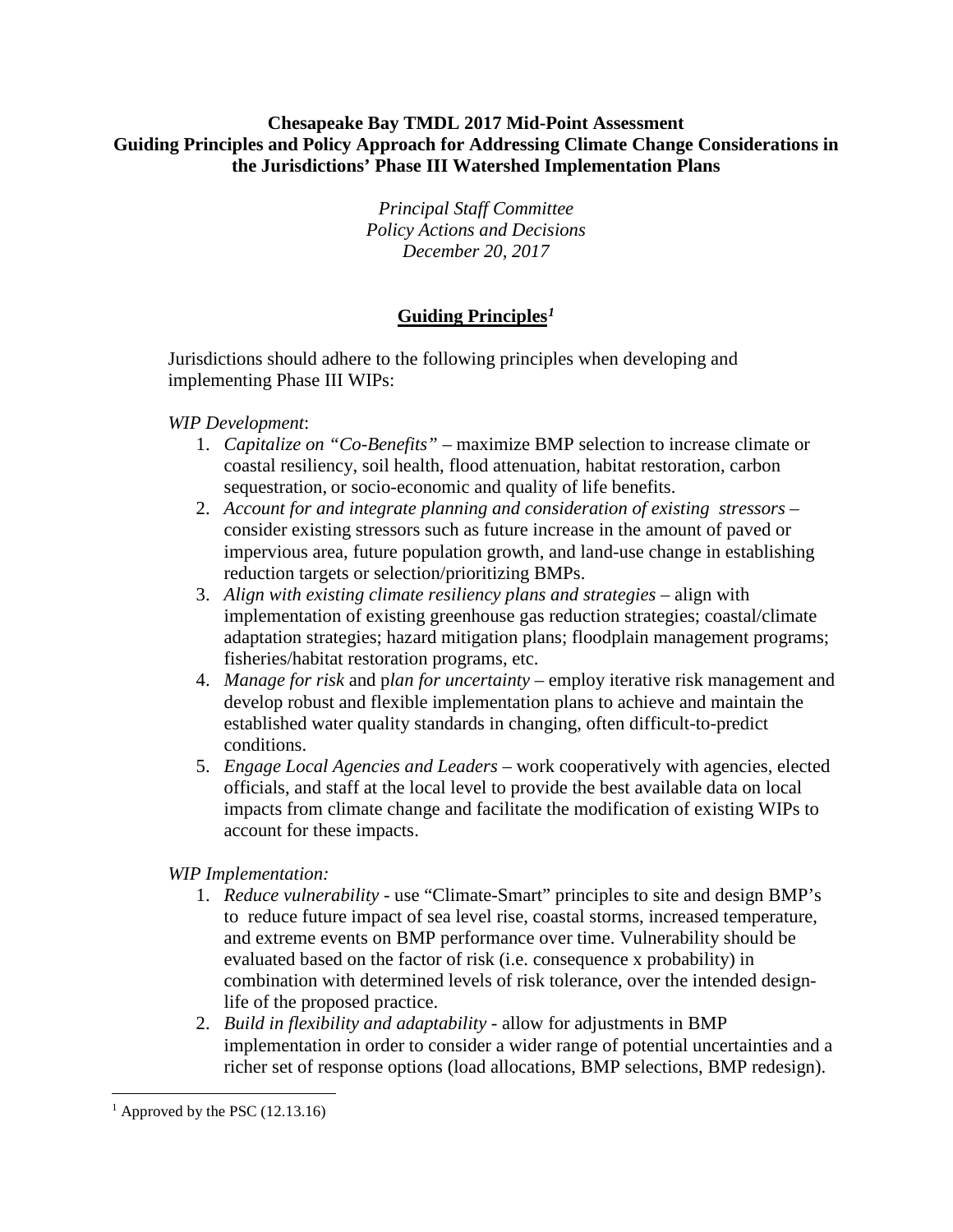**Chesapeake Bay TMDL 2017 Mid-Point Assessment**
**Guiding Principles and Policy Approach for Addressing Climate Change Considerations in the Jurisdictions' Phase III Watershed Implementation Plans**

*Principal Staff Committee*
*Policy Actions and Decisions*
*December 20, 2017*

## Guiding Principles[1]

Jurisdictions should adhere to the following principles when developing and implementing Phase III WIPs:

*WIP Development*:

1. *Capitalize on "Co-Benefits"* – maximize BMP selection to increase climate or coastal resiliency, soil health, flood attenuation, habitat restoration, carbon sequestration, or socio-economic and quality of life benefits.
2. *Account for and integrate planning and consideration of existing stressors* – consider existing stressors such as future increase in the amount of paved or impervious area, future population growth, and land-use change in establishing reduction targets or selection/prioritizing BMPs.
3. *Align with existing climate resiliency plans and strategies* – align with implementation of existing greenhouse gas reduction strategies; coastal/climate adaptation strategies; hazard mitigation plans; floodplain management programs; fisheries/habitat restoration programs, etc.
4. *Manage for risk* and p*lan for uncertainty* – employ iterative risk management and develop robust and flexible implementation plans to achieve and maintain the established water quality standards in changing, often difficult-to-predict conditions.
5. *Engage Local Agencies and Leaders* – work cooperatively with agencies, elected officials, and staff at the local level to provide the best available data on local impacts from climate change and facilitate the modification of existing WIPs to account for these impacts.

*WIP Implementation:*

1. *Reduce vulnerability* - use "Climate-Smart" principles to site and design BMP's to reduce future impact of sea level rise, coastal storms, increased temperature, and extreme events on BMP performance over time. Vulnerability should be evaluated based on the factor of risk (i.e. consequence x probability) in combination with determined levels of risk tolerance, over the intended design-life of the proposed practice.
2. *Build in flexibility and adaptability* - allow for adjustments in BMP implementation in order to consider a wider range of potential uncertainties and a richer set of response options (load allocations, BMP selections, BMP redesign).

---

[1] Approved by the PSC (12.13.16)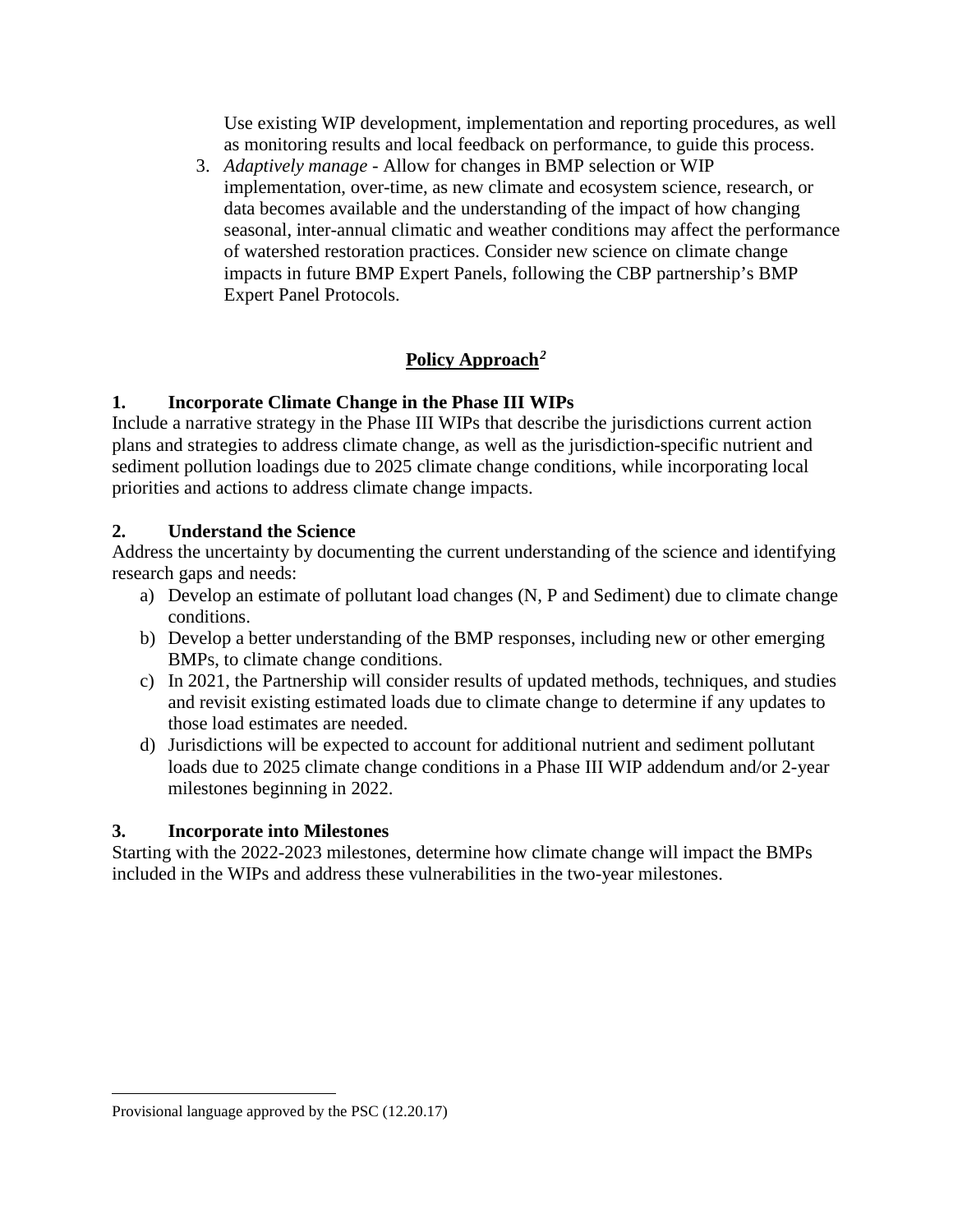Use existing WIP development, implementation and reporting procedures, as well as monitoring results and local feedback on performance, to guide this process.

3. *Adaptively manage* - Allow for changes in BMP selection or WIP implementation, over-time, as new climate and ecosystem science, research, or data becomes available and the understanding of the impact of how changing seasonal, inter-annual climatic and weather conditions may affect the performance of watershed restoration practices. Consider new science on climate change impacts in future BMP Expert Panels, following the CBP partnership's BMP Expert Panel Protocols.

## Policy Approach[2]

**1. Incorporate Climate Change in the Phase III WIPs**

Include a narrative strategy in the Phase III WIPs that describe the jurisdictions current action plans and strategies to address climate change, as well as the jurisdiction-specific nutrient and sediment pollution loadings due to 2025 climate change conditions, while incorporating local priorities and actions to address climate change impacts.

**2. Understand the Science**

Address the uncertainty by documenting the current understanding of the science and identifying research gaps and needs:

a) Develop an estimate of pollutant load changes (N, P and Sediment) due to climate change conditions.
b) Develop a better understanding of the BMP responses, including new or other emerging BMPs, to climate change conditions.
c) In 2021, the Partnership will consider results of updated methods, techniques, and studies and revisit existing estimated loads due to climate change to determine if any updates to those load estimates are needed.
d) Jurisdictions will be expected to account for additional nutrient and sediment pollutant loads due to 2025 climate change conditions in a Phase III WIP addendum and/or 2-year milestones beginning in 2022.

**3. Incorporate into Milestones**

Starting with the 2022-2023 milestones, determine how climate change will impact the BMPs included in the WIPs and address these vulnerabilities in the two-year milestones.

---

Provisional language approved by the PSC (12.20.17)